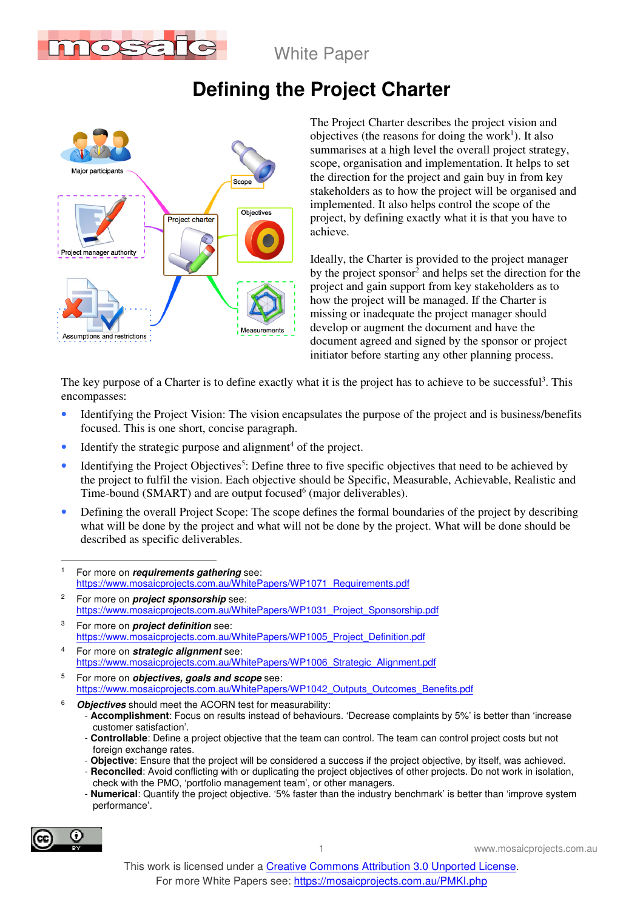White Paper

# Defining the Project Charter

The Project Charter describes the project vision and objectives (the reasons for doing the work[1]). It also summarises at a high level the overall project strategy, scope, organisation and implementation. It helps to set the direction for the project and gain buy in from key stakeholders as to how the project will be organised and implemented. It also helps control the scope of the project, by defining exactly what it is that you have to achieve.

Ideally, the Charter is provided to the project manager by the project sponsor[2] and helps set the direction for the project and gain support from key stakeholders as to how the project will be managed. If the Charter is missing or inadequate the project manager should develop or augment the document and have the document agreed and signed by the sponsor or project initiator before starting any other planning process.

The key purpose of a Charter is to define exactly what it is the project has to achieve to be successful[3]. This encompasses:

- Identifying the Project Vision: The vision encapsulates the purpose of the project and is business/benefits focused. This is one short, concise paragraph.
- Identify the strategic purpose and alignment[4] of the project.
- Identifying the Project Objectives[5]: Define three to five specific objectives that need to be achieved by the project to fulfil the vision. Each objective should be Specific, Measurable, Achievable, Realistic and Time-bound (SMART) and are output focused[6] (major deliverables).
- Defining the overall Project Scope: The scope defines the formal boundaries of the project by describing what will be done by the project and what will not be done by the project. What will be done should be described as specific deliverables.

---

[1] For more on ***requirements gathering*** see: https://www.mosaicprojects.com.au/WhitePapers/WP1071_Requirements.pdf

[2] For more on ***project sponsorship*** see: https://www.mosaicprojects.com.au/WhitePapers/WP1031_Project_Sponsorship.pdf

[3] For more on ***project definition*** see: https://www.mosaicprojects.com.au/WhitePapers/WP1005_Project_Definition.pdf

[4] For more on ***strategic alignment*** see: https://www.mosaicprojects.com.au/WhitePapers/WP1006_Strategic_Alignment.pdf

[5] For more on ***objectives, goals and scope*** see: https://www.mosaicprojects.com.au/WhitePapers/WP1042_Outputs_Outcomes_Benefits.pdf

[6] ***Objectives*** should meet the ACORN test for measurability:
- **Accomplishment**: Focus on results instead of behaviours. 'Decrease complaints by 5%' is better than 'increase customer satisfaction'.
- **Controllable**: Define a project objective that the team can control. The team can control project costs but not foreign exchange rates.
- **Objective**: Ensure that the project will be considered a success if the project objective, by itself, was achieved.
- **Reconciled**: Avoid conflicting with or duplicating the project objectives of other projects. Do not work in isolation, check with the PMO, 'portfolio management team', or other managers.
- **Numerical**: Quantify the project objective. '5% faster than the industry benchmark' is better than 'improve system performance'.

This work is licensed under a Creative Commons Attribution 3.0 Unported License.
For more White Papers see: https://mosaicprojects.com.au/PMKI.php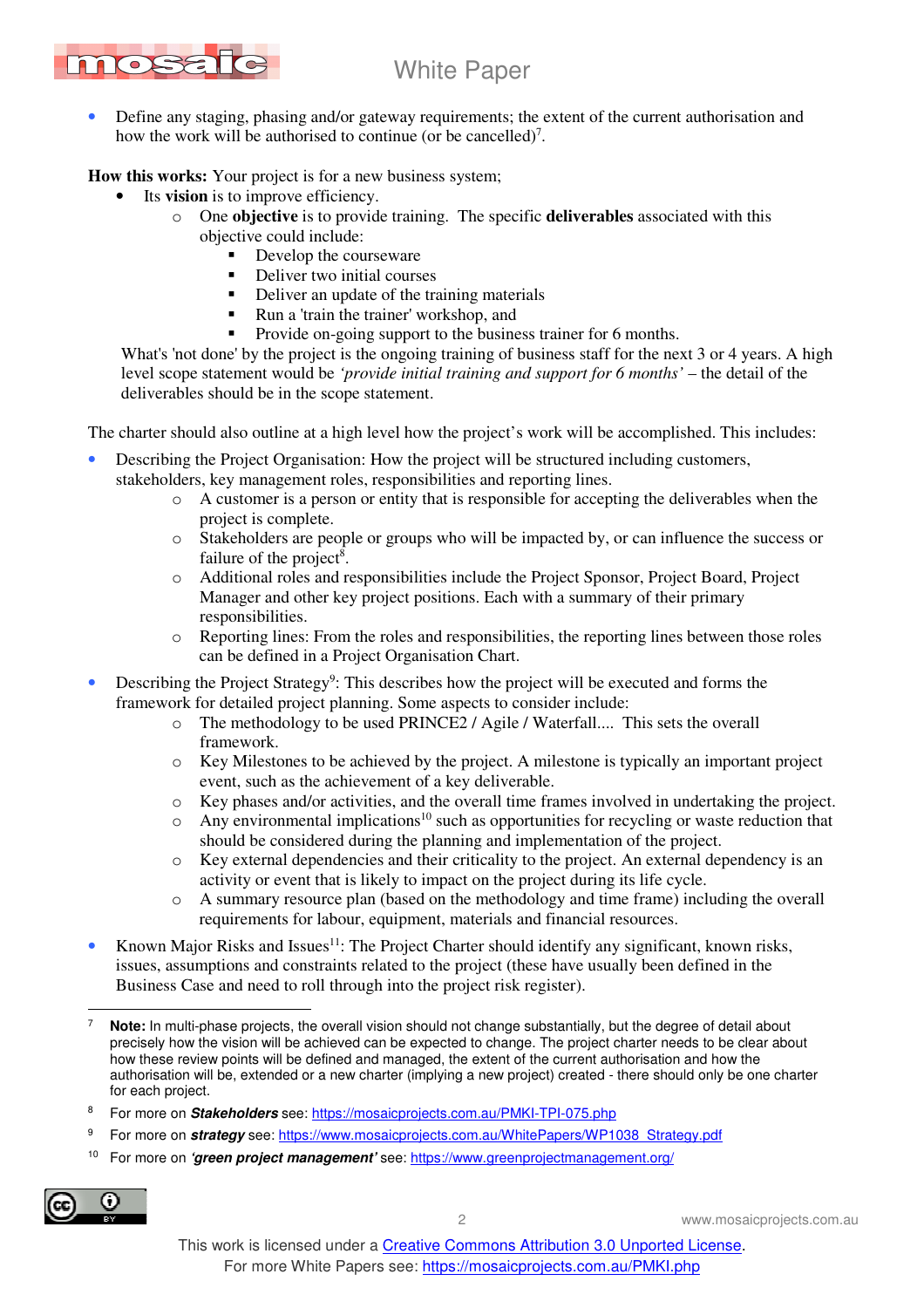- Define any staging, phasing and/or gateway requirements; the extent of the current authorisation and how the work will be authorised to continue (or be cancelled)[7].

**How this works:** Your project is for a new business system;

- Its **vision** is to improve efficiency.
  - One **objective** is to provide training. The specific **deliverables** associated with this objective could include:
    - Develop the courseware
    - Deliver two initial courses
    - Deliver an update of the training materials
    - Run a 'train the trainer' workshop, and
    - Provide on-going support to the business trainer for 6 months.

What's 'not done' by the project is the ongoing training of business staff for the next 3 or 4 years. A high level scope statement would be *'provide initial training and support for 6 months'* – the detail of the deliverables should be in the scope statement.

The charter should also outline at a high level how the project's work will be accomplished. This includes:

- Describing the Project Organisation: How the project will be structured including customers, stakeholders, key management roles, responsibilities and reporting lines.
  - A customer is a person or entity that is responsible for accepting the deliverables when the project is complete.
  - Stakeholders are people or groups who will be impacted by, or can influence the success or failure of the project[8].
  - Additional roles and responsibilities include the Project Sponsor, Project Board, Project Manager and other key project positions. Each with a summary of their primary responsibilities.
  - Reporting lines: From the roles and responsibilities, the reporting lines between those roles can be defined in a Project Organisation Chart.
- Describing the Project Strategy[9]: This describes how the project will be executed and forms the framework for detailed project planning. Some aspects to consider include:
  - The methodology to be used PRINCE2 / Agile / Waterfall.... This sets the overall framework.
  - Key Milestones to be achieved by the project. A milestone is typically an important project event, such as the achievement of a key deliverable.
  - Key phases and/or activities, and the overall time frames involved in undertaking the project.
  - Any environmental implications[10] such as opportunities for recycling or waste reduction that should be considered during the planning and implementation of the project.
  - Key external dependencies and their criticality to the project. An external dependency is an activity or event that is likely to impact on the project during its life cycle.
  - A summary resource plan (based on the methodology and time frame) including the overall requirements for labour, equipment, materials and financial resources.
- Known Major Risks and Issues[11]: The Project Charter should identify any significant, known risks, issues, assumptions and constraints related to the project (these have usually been defined in the Business Case and need to roll through into the project risk register).

---

[7] **Note:** In multi-phase projects, the overall vision should not change substantially, but the degree of detail about precisely how the vision will be achieved can be expected to change. The project charter needs to be clear about how these review points will be defined and managed, the extent of the current authorisation and how the authorisation will be, extended or a new charter (implying a new project) created - there should only be one charter for each project.

[8] For more on ***Stakeholders*** see: https://mosaicprojects.com.au/PMKI-TPI-075.php

[9] For more on ***strategy*** see: https://www.mosaicprojects.com.au/WhitePapers/WP1038_Strategy.pdf

[10] For more on ***'green project management'*** see: https://www.greenprojectmanagement.org/

This work is licensed under a Creative Commons Attribution 3.0 Unported License.
For more White Papers see: https://mosaicprojects.com.au/PMKI.php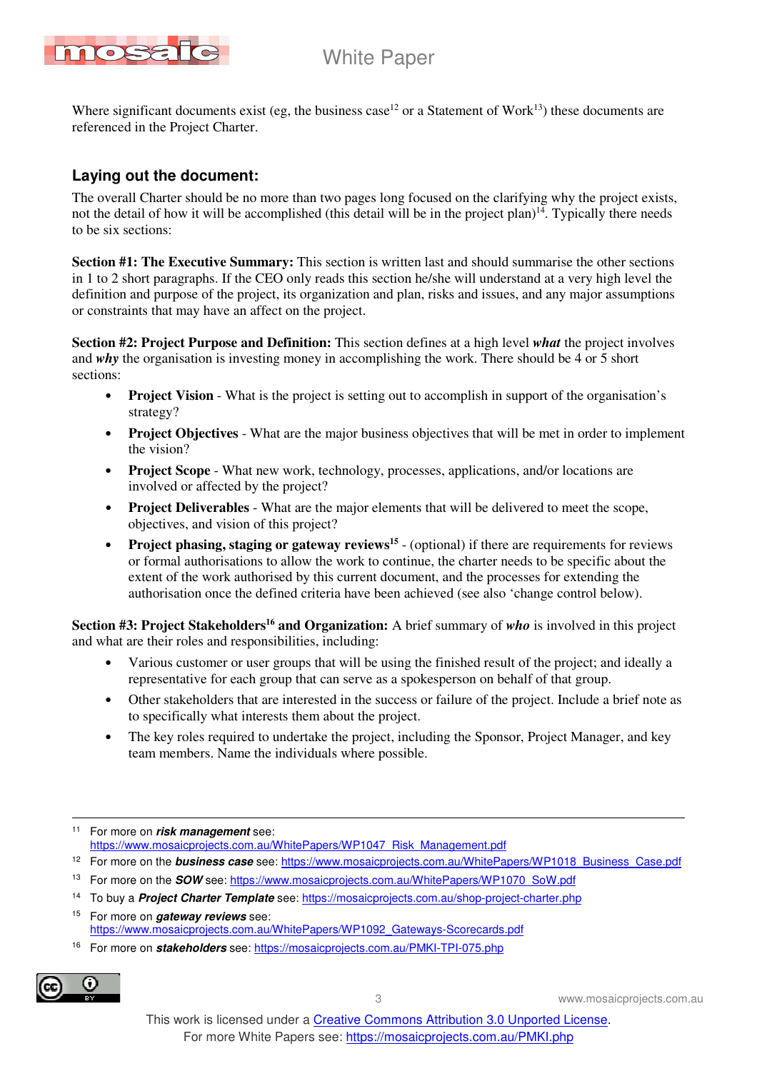Where significant documents exist (eg, the business case[12] or a Statement of Work[13]) these documents are referenced in the Project Charter.

## Laying out the document:

The overall Charter should be no more than two pages long focused on the clarifying why the project exists, not the detail of how it will be accomplished (this detail will be in the project plan)[14]. Typically there needs to be six sections:

**Section #1: The Executive Summary:** This section is written last and should summarise the other sections in 1 to 2 short paragraphs. If the CEO only reads this section he/she will understand at a very high level the definition and purpose of the project, its organization and plan, risks and issues, and any major assumptions or constraints that may have an affect on the project.

**Section #2: Project Purpose and Definition:** This section defines at a high level ***what*** the project involves and ***why*** the organisation is investing money in accomplishing the work. There should be 4 or 5 short sections:

- **Project Vision** - What is the project is setting out to accomplish in support of the organisation's strategy?
- **Project Objectives** - What are the major business objectives that will be met in order to implement the vision?
- **Project Scope** - What new work, technology, processes, applications, and/or locations are involved or affected by the project?
- **Project Deliverables** - What are the major elements that will be delivered to meet the scope, objectives, and vision of this project?
- **Project phasing, staging or gateway reviews**[15] - (optional) if there are requirements for reviews or formal authorisations to allow the work to continue, the charter needs to be specific about the extent of the work authorised by this current document, and the processes for extending the authorisation once the defined criteria have been achieved (see also 'change control below).

**Section #3: Project Stakeholders[16] and Organization:** A brief summary of ***who*** is involved in this project and what are their roles and responsibilities, including:

- Various customer or user groups that will be using the finished result of the project; and ideally a representative for each group that can serve as a spokesperson on behalf of that group.
- Other stakeholders that are interested in the success or failure of the project. Include a brief note as to specifically what interests them about the project.
- The key roles required to undertake the project, including the Sponsor, Project Manager, and key team members. Name the individuals where possible.

---

[11] For more on ***risk management*** see: https://www.mosaicprojects.com.au/WhitePapers/WP1047_Risk_Management.pdf

[12] For more on the ***business case*** see: https://www.mosaicprojects.com.au/WhitePapers/WP1018_Business_Case.pdf

[13] For more on the ***SOW*** see: https://www.mosaicprojects.com.au/WhitePapers/WP1070_SoW.pdf

[14] To buy a ***Project Charter Template*** see: https://mosaicprojects.com.au/shop-project-charter.php

[15] For more on ***gateway reviews*** see: https://www.mosaicprojects.com.au/WhitePapers/WP1092_Gateways-Scorecards.pdf

[16] For more on ***stakeholders*** see: https://mosaicprojects.com.au/PMKI-TPI-075.php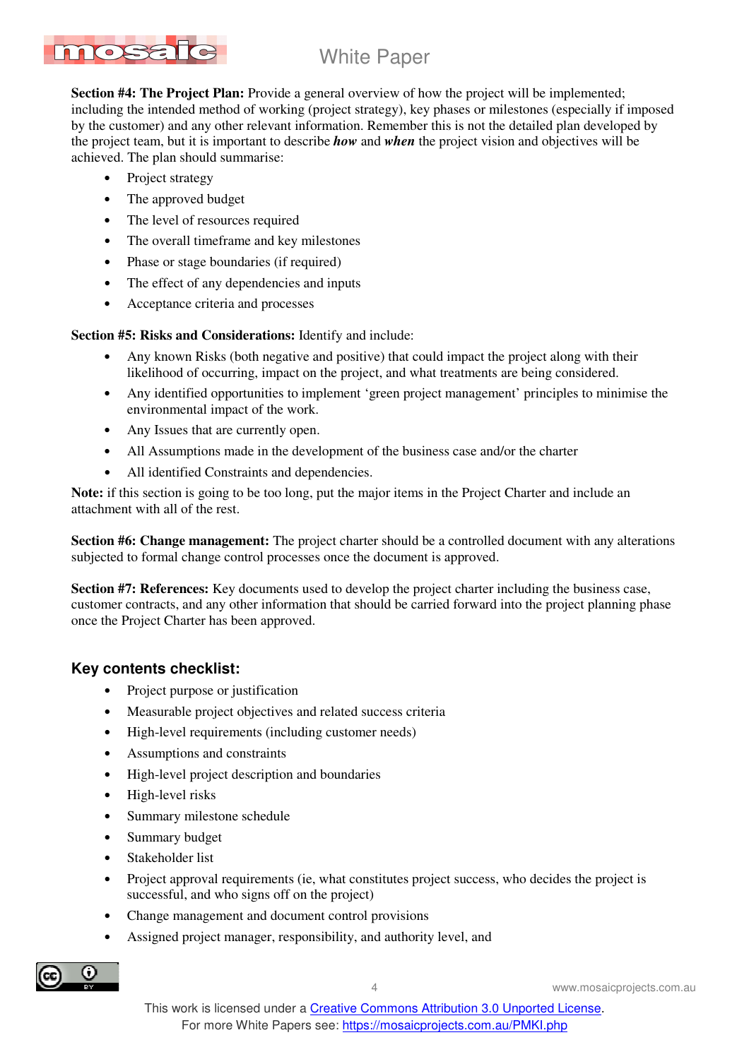**Section #4: The Project Plan:** Provide a general overview of how the project will be implemented; including the intended method of working (project strategy), key phases or milestones (especially if imposed by the customer) and any other relevant information. Remember this is not the detailed plan developed by the project team, but it is important to describe ***how*** and ***when*** the project vision and objectives will be achieved. The plan should summarise:

- Project strategy
- The approved budget
- The level of resources required
- The overall timeframe and key milestones
- Phase or stage boundaries (if required)
- The effect of any dependencies and inputs
- Acceptance criteria and processes

**Section #5: Risks and Considerations:** Identify and include:

- Any known Risks (both negative and positive) that could impact the project along with their likelihood of occurring, impact on the project, and what treatments are being considered.
- Any identified opportunities to implement 'green project management' principles to minimise the environmental impact of the work.
- Any Issues that are currently open.
- All Assumptions made in the development of the business case and/or the charter
- All identified Constraints and dependencies.

**Note:** if this section is going to be too long, put the major items in the Project Charter and include an attachment with all of the rest.

**Section #6: Change management:** The project charter should be a controlled document with any alterations subjected to formal change control processes once the document is approved.

**Section #7: References:** Key documents used to develop the project charter including the business case, customer contracts, and any other information that should be carried forward into the project planning phase once the Project Charter has been approved.

## Key contents checklist:

- Project purpose or justification
- Measurable project objectives and related success criteria
- High-level requirements (including customer needs)
- Assumptions and constraints
- High-level project description and boundaries
- High-level risks
- Summary milestone schedule
- Summary budget
- Stakeholder list
- Project approval requirements (ie, what constitutes project success, who decides the project is successful, and who signs off on the project)
- Change management and document control provisions
- Assigned project manager, responsibility, and authority level, and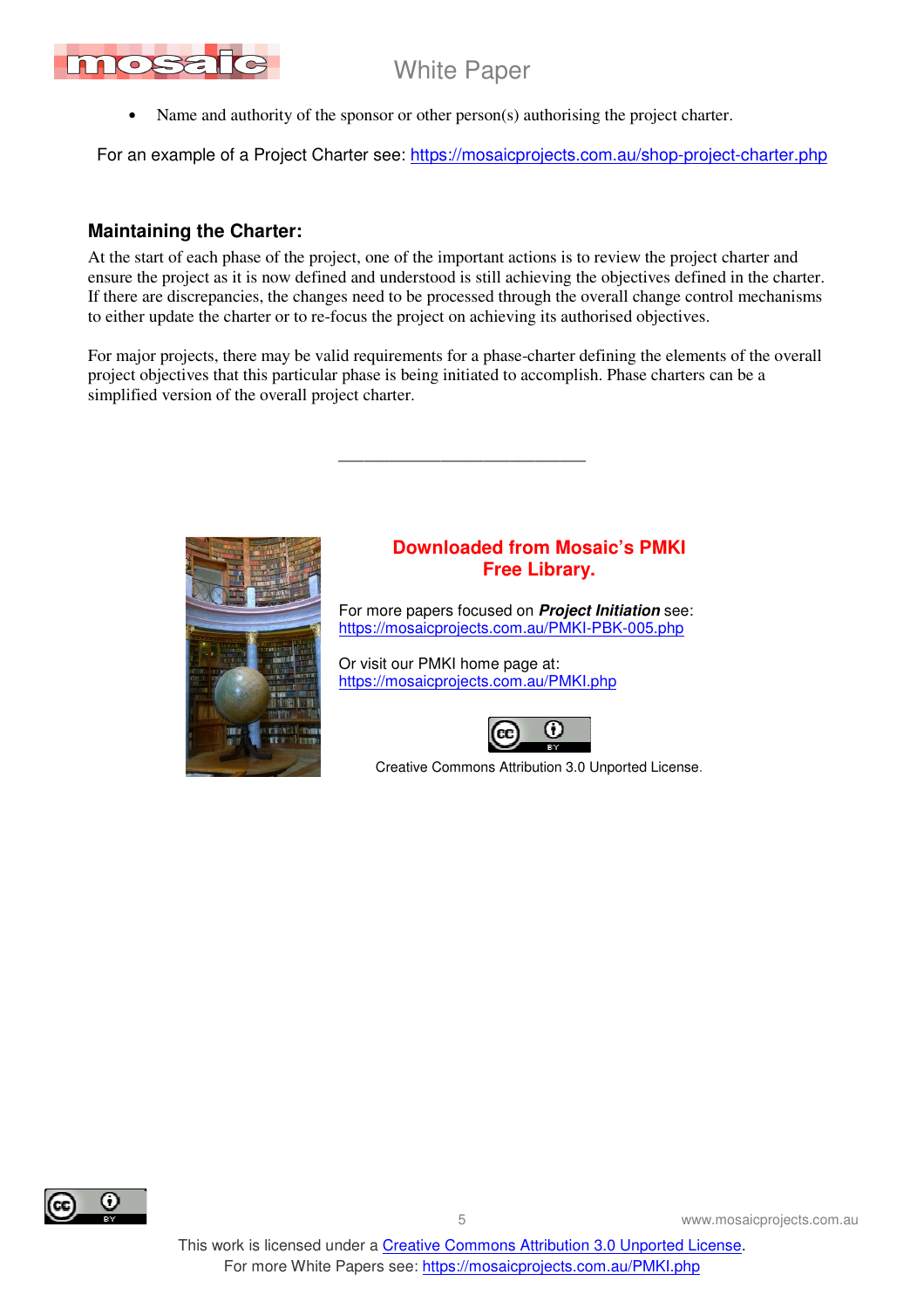- Name and authority of the sponsor or other person(s) authorising the project charter.

For an example of a Project Charter see: https://mosaicprojects.com.au/shop-project-charter.php

## Maintaining the Charter:

At the start of each phase of the project, one of the important actions is to review the project charter and ensure the project as it is now defined and understood is still achieving the objectives defined in the charter. If there are discrepancies, the changes need to be processed through the overall change control mechanisms to either update the charter or to re-focus the project on achieving its authorised objectives.

For major projects, there may be valid requirements for a phase-charter defining the elements of the overall project objectives that this particular phase is being initiated to accomplish. Phase charters can be a simplified version of the overall project charter.

---

**Downloaded from Mosaic's PMKI Free Library.**

For more papers focused on ***Project Initiation*** see:
https://mosaicprojects.com.au/PMKI-PBK-005.php

Or visit our PMKI home page at:
https://mosaicprojects.com.au/PMKI.php

Creative Commons Attribution 3.0 Unported License.